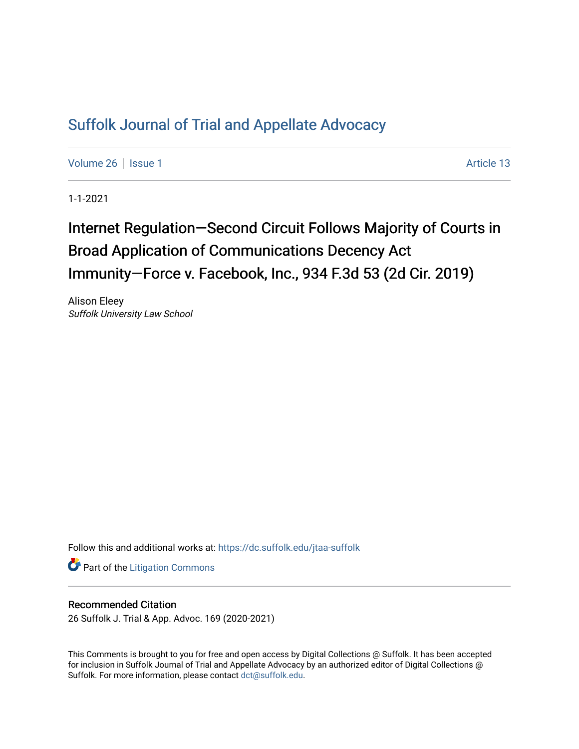# Suffolk Journal of Trial and Appellate Advocacy

Volume 26 | Issue 1 Article 13

1-1-2021

## Internet Regulation—Second Circuit Follows Majority of Courts in Broad Application of Communications Decency Act Immunity—Force v. Facebook, Inc., 934 F.3d 53 (2d Cir. 2019)

Alison Eleey
*Suffolk University Law School*

Follow this and additional works at: https://dc.suffolk.edu/jtaa-suffolk

Part of the Litigation Commons

### Recommended Citation

26 Suffolk J. Trial & App. Advoc. 169 (2020-2021)

This Comments is brought to you for free and open access by Digital Collections @ Suffolk. It has been accepted for inclusion in Suffolk Journal of Trial and Appellate Advocacy by an authorized editor of Digital Collections @ Suffolk. For more information, please contact dct@suffolk.edu.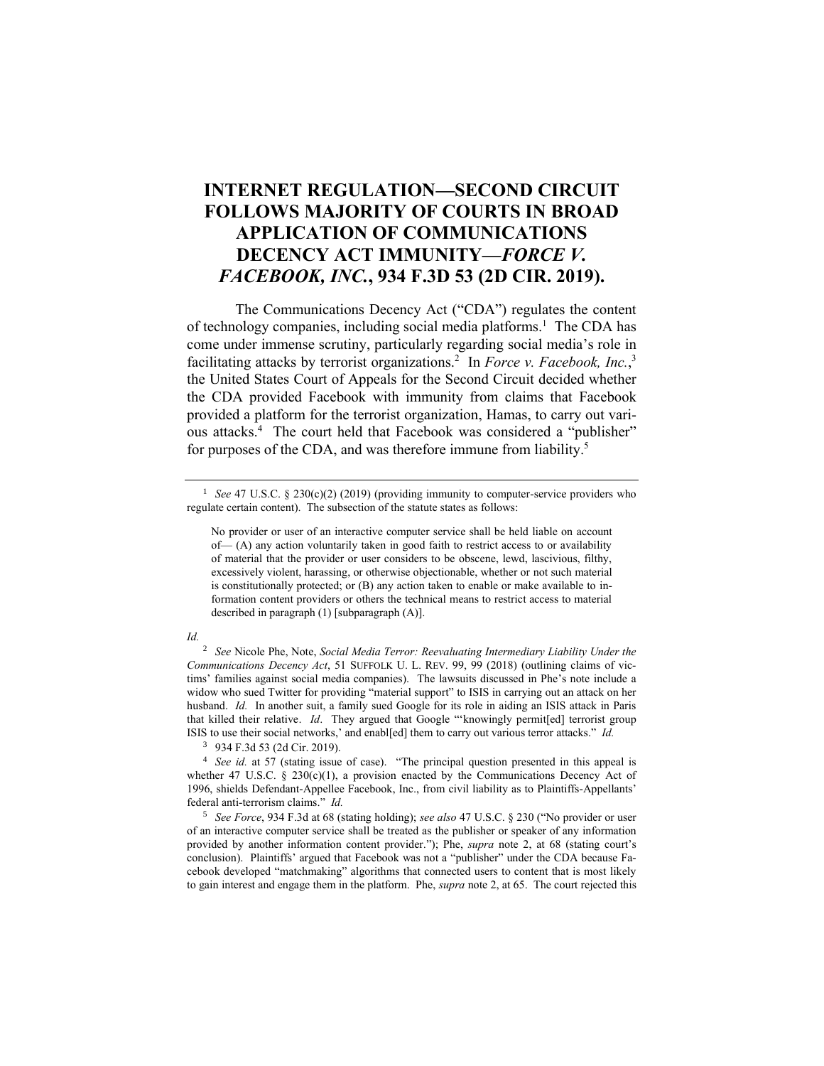# INTERNET REGULATION—SECOND CIRCUIT FOLLOWS MAJORITY OF COURTS IN BROAD APPLICATION OF COMMUNICATIONS DECENCY ACT IMMUNITY—*FORCE V. FACEBOOK, INC.*, 934 F.3D 53 (2D CIR. 2019).

The Communications Decency Act ("CDA") regulates the content of technology companies, including social media platforms.[1] The CDA has come under immense scrutiny, particularly regarding social media's role in facilitating attacks by terrorist organizations.[2] In *Force v. Facebook, Inc.*,[3] the United States Court of Appeals for the Second Circuit decided whether the CDA provided Facebook with immunity from claims that Facebook provided a platform for the terrorist organization, Hamas, to carry out various attacks.[4] The court held that Facebook was considered a "publisher" for purposes of the CDA, and was therefore immune from liability.[5]

---

[1] *See* 47 U.S.C. § 230(c)(2) (2019) (providing immunity to computer-service providers who regulate certain content). The subsection of the statute states as follows:

> No provider or user of an interactive computer service shall be held liable on account of— (A) any action voluntarily taken in good faith to restrict access to or availability of material that the provider or user considers to be obscene, lewd, lascivious, filthy, excessively violent, harassing, or otherwise objectionable, whether or not such material is constitutionally protected; or (B) any action taken to enable or make available to information content providers or others the technical means to restrict access to material described in paragraph (1) [subparagraph (A)].

*Id.*

[2] *See* Nicole Phe, Note, *Social Media Terror: Reevaluating Intermediary Liability Under the Communications Decency Act*, 51 SUFFOLK U. L. REV. 99, 99 (2018) (outlining claims of victims' families against social media companies). The lawsuits discussed in Phe's note include a widow who sued Twitter for providing "material support" to ISIS in carrying out an attack on her husband. *Id.* In another suit, a family sued Google for its role in aiding an ISIS attack in Paris that killed their relative. *Id*. They argued that Google "'knowingly permit[ed] terrorist group ISIS to use their social networks,' and enabl[ed] them to carry out various terror attacks." *Id.*

[3] 934 F.3d 53 (2d Cir. 2019).

[4] *See id.* at 57 (stating issue of case). "The principal question presented in this appeal is whether 47 U.S.C. § 230(c)(1), a provision enacted by the Communications Decency Act of 1996, shields Defendant-Appellee Facebook, Inc., from civil liability as to Plaintiffs-Appellants' federal anti-terrorism claims." *Id.*

[5] *See Force*, 934 F.3d at 68 (stating holding); *see also* 47 U.S.C. § 230 ("No provider or user of an interactive computer service shall be treated as the publisher or speaker of any information provided by another information content provider."); Phe, *supra* note 2, at 68 (stating court's conclusion). Plaintiffs' argued that Facebook was not a "publisher" under the CDA because Facebook developed "matchmaking" algorithms that connected users to content that is most likely to gain interest and engage them in the platform. Phe, *supra* note 2, at 65. The court rejected this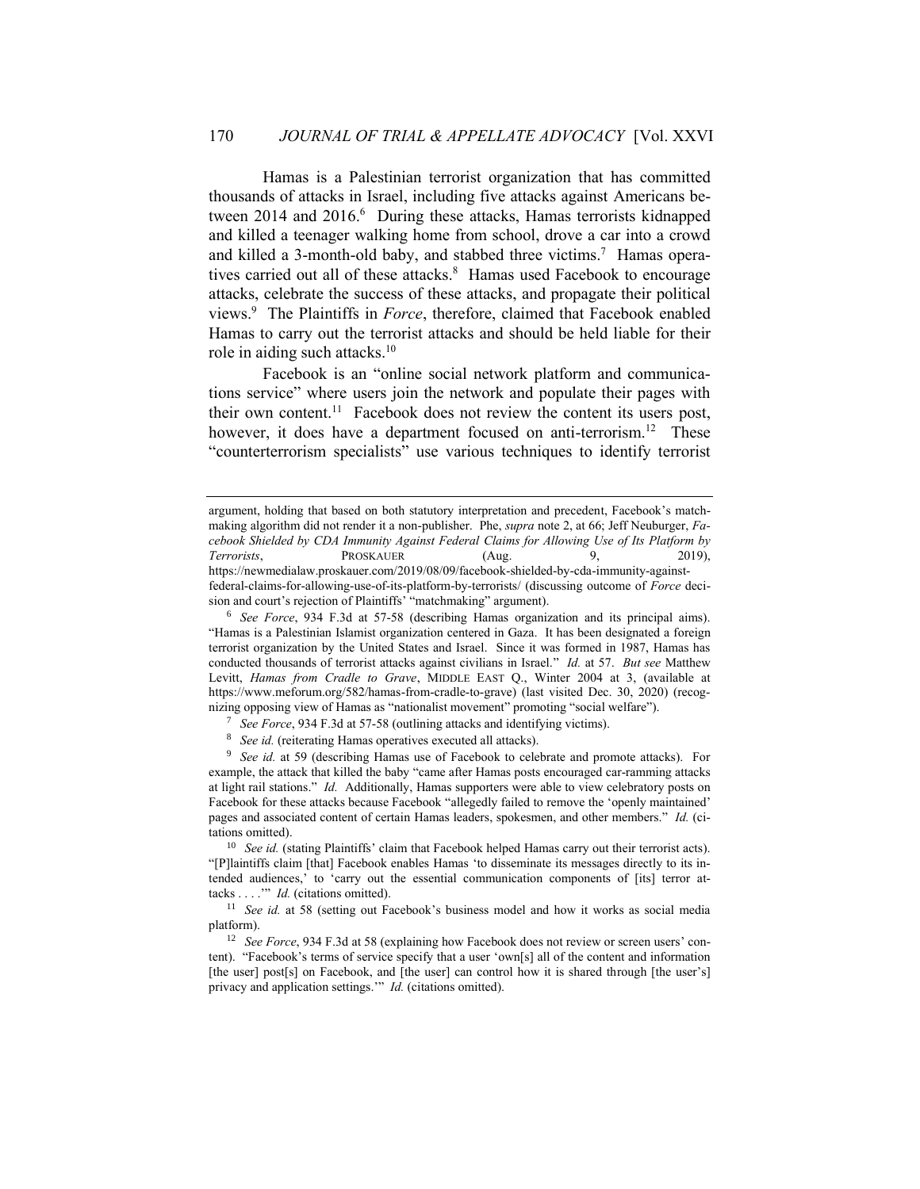Hamas is a Palestinian terrorist organization that has committed thousands of attacks in Israel, including five attacks against Americans between 2014 and 2016.[6] During these attacks, Hamas terrorists kidnapped and killed a teenager walking home from school, drove a car into a crowd and killed a 3-month-old baby, and stabbed three victims.[7] Hamas operatives carried out all of these attacks.[8] Hamas used Facebook to encourage attacks, celebrate the success of these attacks, and propagate their political views.[9] The Plaintiffs in *Force*, therefore, claimed that Facebook enabled Hamas to carry out the terrorist attacks and should be held liable for their role in aiding such attacks.[10]

Facebook is an "online social network platform and communications service" where users join the network and populate their pages with their own content.[11] Facebook does not review the content its users post, however, it does have a department focused on anti-terrorism.[12] These "counterterrorism specialists" use various techniques to identify terrorist

---

argument, holding that based on both statutory interpretation and precedent, Facebook's matchmaking algorithm did not render it a non-publisher. Phe, *supra* note 2, at 66; Jeff Neuburger, *Facebook Shielded by CDA Immunity Against Federal Claims for Allowing Use of Its Platform by Terrorists*, PROSKAUER (Aug. 9, 2019), https://newmedialaw.proskauer.com/2019/08/09/facebook-shielded-by-cda-immunity-against-federal-claims-for-allowing-use-of-its-platform-by-terrorists/ (discussing outcome of *Force* decision and court's rejection of Plaintiffs' "matchmaking" argument).

[6] *See Force*, 934 F.3d at 57-58 (describing Hamas organization and its principal aims). "Hamas is a Palestinian Islamist organization centered in Gaza. It has been designated a foreign terrorist organization by the United States and Israel. Since it was formed in 1987, Hamas has conducted thousands of terrorist attacks against civilians in Israel." *Id.* at 57. *But see* Matthew Levitt, *Hamas from Cradle to Grave*, MIDDLE EAST Q., Winter 2004 at 3, (available at https://www.meforum.org/582/hamas-from-cradle-to-grave) (last visited Dec. 30, 2020) (recognizing opposing view of Hamas as "nationalist movement" promoting "social welfare").

[7] *See Force*, 934 F.3d at 57-58 (outlining attacks and identifying victims).

[8] *See id.* (reiterating Hamas operatives executed all attacks).

[9] *See id.* at 59 (describing Hamas use of Facebook to celebrate and promote attacks). For example, the attack that killed the baby "came after Hamas posts encouraged car-ramming attacks at light rail stations." *Id.* Additionally, Hamas supporters were able to view celebratory posts on Facebook for these attacks because Facebook "allegedly failed to remove the 'openly maintained' pages and associated content of certain Hamas leaders, spokesmen, and other members." *Id.* (citations omitted).

[10] *See id.* (stating Plaintiffs' claim that Facebook helped Hamas carry out their terrorist acts). "[P]laintiffs claim [that] Facebook enables Hamas 'to disseminate its messages directly to its intended audiences,' to 'carry out the essential communication components of [its] terror attacks . . . .'" *Id.* (citations omitted).

[11] *See id.* at 58 (setting out Facebook's business model and how it works as social media platform).

[12] *See Force*, 934 F.3d at 58 (explaining how Facebook does not review or screen users' content). "Facebook's terms of service specify that a user 'own[s] all of the content and information [the user] post[s] on Facebook, and [the user] can control how it is shared through [the user's] privacy and application settings.'" *Id.* (citations omitted).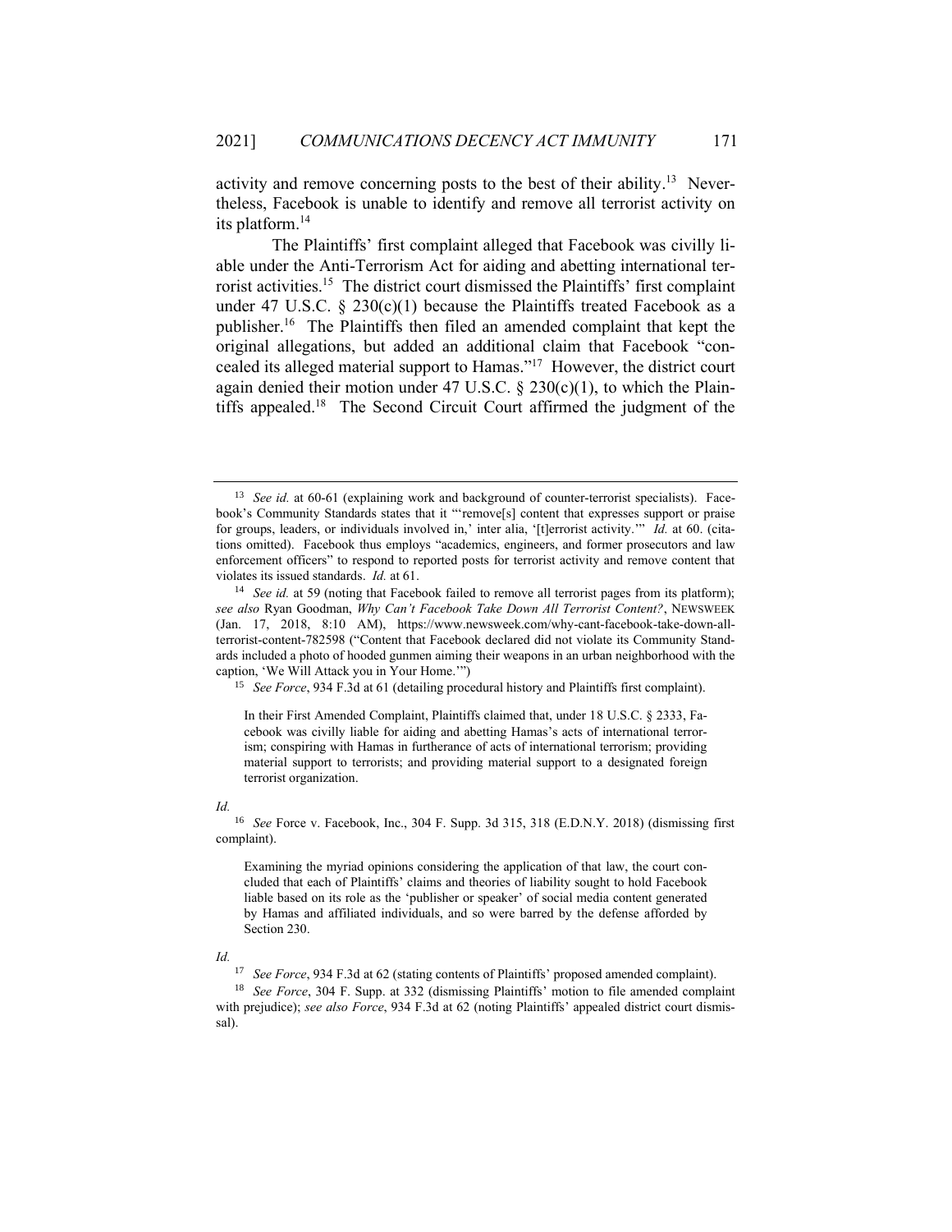activity and remove concerning posts to the best of their ability.[13] Nevertheless, Facebook is unable to identify and remove all terrorist activity on its platform.[14]

The Plaintiffs' first complaint alleged that Facebook was civilly liable under the Anti-Terrorism Act for aiding and abetting international terrorist activities.[15] The district court dismissed the Plaintiffs' first complaint under 47 U.S.C. § 230(c)(1) because the Plaintiffs treated Facebook as a publisher.[16] The Plaintiffs then filed an amended complaint that kept the original allegations, but added an additional claim that Facebook "concealed its alleged material support to Hamas."[17] However, the district court again denied their motion under 47 U.S.C. § 230(c)(1), to which the Plaintiffs appealed.[18] The Second Circuit Court affirmed the judgment of the

---

[13] *See id.* at 60-61 (explaining work and background of counter-terrorist specialists). Facebook's Community Standards states that it "'remove[s] content that expresses support or praise for groups, leaders, or individuals involved in,' inter alia, '[t]errorist activity.'" *Id.* at 60. (citations omitted). Facebook thus employs "academics, engineers, and former prosecutors and law enforcement officers" to respond to reported posts for terrorist activity and remove content that violates its issued standards. *Id.* at 61.

[14] *See id.* at 59 (noting that Facebook failed to remove all terrorist pages from its platform); *see also* Ryan Goodman, *Why Can't Facebook Take Down All Terrorist Content?*, NEWSWEEK (Jan. 17, 2018, 8:10 AM), https://www.newsweek.com/why-cant-facebook-take-down-all-terrorist-content-782598 ("Content that Facebook declared did not violate its Community Standards included a photo of hooded gunmen aiming their weapons in an urban neighborhood with the caption, 'We Will Attack you in Your Home.'")

[15] *See Force*, 934 F.3d at 61 (detailing procedural history and Plaintiffs first complaint).

> In their First Amended Complaint, Plaintiffs claimed that, under 18 U.S.C. § 2333, Facebook was civilly liable for aiding and abetting Hamas's acts of international terrorism; conspiring with Hamas in furtherance of acts of international terrorism; providing material support to terrorists; and providing material support to a designated foreign terrorist organization.

*Id.*

[16] *See* Force v. Facebook, Inc., 304 F. Supp. 3d 315, 318 (E.D.N.Y. 2018) (dismissing first complaint).

> Examining the myriad opinions considering the application of that law, the court concluded that each of Plaintiffs' claims and theories of liability sought to hold Facebook liable based on its role as the 'publisher or speaker' of social media content generated by Hamas and affiliated individuals, and so were barred by the defense afforded by Section 230.

*Id.*

[17] *See Force*, 934 F.3d at 62 (stating contents of Plaintiffs' proposed amended complaint).

[18] *See Force*, 304 F. Supp. at 332 (dismissing Plaintiffs' motion to file amended complaint with prejudice); *see also Force*, 934 F.3d at 62 (noting Plaintiffs' appealed district court dismissal).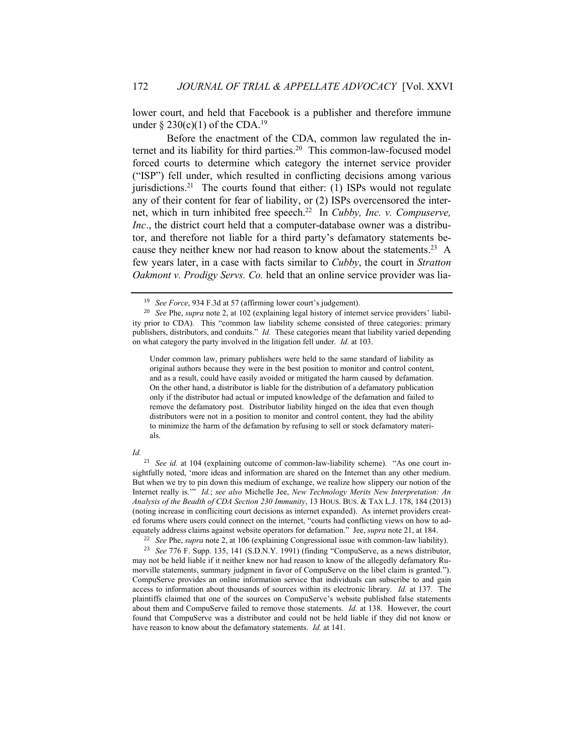lower court, and held that Facebook is a publisher and therefore immune under § 230(c)(1) of the CDA.[19]

Before the enactment of the CDA, common law regulated the internet and its liability for third parties.[20] This common-law-focused model forced courts to determine which category the internet service provider ("ISP") fell under, which resulted in conflicting decisions among various jurisdictions.[21] The courts found that either: (1) ISPs would not regulate any of their content for fear of liability, or (2) ISPs overcensored the internet, which in turn inhibited free speech.[22] In *Cubby, Inc. v. Compuserve, Inc*., the district court held that a computer-database owner was a distributor, and therefore not liable for a third party's defamatory statements because they neither knew nor had reason to know about the statements.[23] A few years later, in a case with facts similar to *Cubby*, the court in *Stratton Oakmont v. Prodigy Servs. Co.* held that an online service provider was lia-

---

[19] *See Force*, 934 F.3d at 57 (affirming lower court's judgement).

[20] *See* Phe, *supra* note 2, at 102 (explaining legal history of internet service providers' liability prior to CDA). This "common law liability scheme consisted of three categories: primary publishers, distributors, and conduits." *Id.* These categories meant that liability varied depending on what category the party involved in the litigation fell under. *Id.* at 103.

> Under common law, primary publishers were held to the same standard of liability as original authors because they were in the best position to monitor and control content, and as a result, could have easily avoided or mitigated the harm caused by defamation. On the other hand, a distributor is liable for the distribution of a defamatory publication only if the distributor had actual or imputed knowledge of the defamation and failed to remove the defamatory post. Distributor liability hinged on the idea that even though distributors were not in a position to monitor and control content, they had the ability to minimize the harm of the defamation by refusing to sell or stock defamatory materials.

*Id.*

[21] *See id.* at 104 (explaining outcome of common-law-liability scheme). "As one court insightfully noted, 'more ideas and information are shared on the Internet than any other medium. But when we try to pin down this medium of exchange, we realize how slippery our notion of the Internet really is.'" *Id.*; *see also* Michelle Jee, *New Technology Merits New Interpretation: An Analysis of the Beadth of CDA Section 230 Immunity*, 13 HOUS. BUS. & TAX L.J. 178, 184 (2013) (noting increase in conflicting court decisions as internet expanded). As internet providers created forums where users could connect on the internet, "courts had conflicting views on how to adequately address claims against website operators for defamation." Jee, *supra* note 21, at 184.

[22] *See* Phe, *supra* note 2, at 106 (explaining Congressional issue with common-law liability).

[23] *See* 776 F. Supp. 135, 141 (S.D.N.Y. 1991) (finding "CompuServe, as a news distributor, may not be held liable if it neither knew nor had reason to know of the allegedly defamatory Rumorville statements, summary judgment in favor of CompuServe on the libel claim is granted."). CompuServe provides an online information service that individuals can subscribe to and gain access to information about thousands of sources within its electronic library. *Id.* at 137. The plaintiffs claimed that one of the sources on CompuServe's website published false statements about them and CompuServe failed to remove those statements. *Id.* at 138. However, the court found that CompuServe was a distributor and could not be held liable if they did not know or have reason to know about the defamatory statements. *Id.* at 141.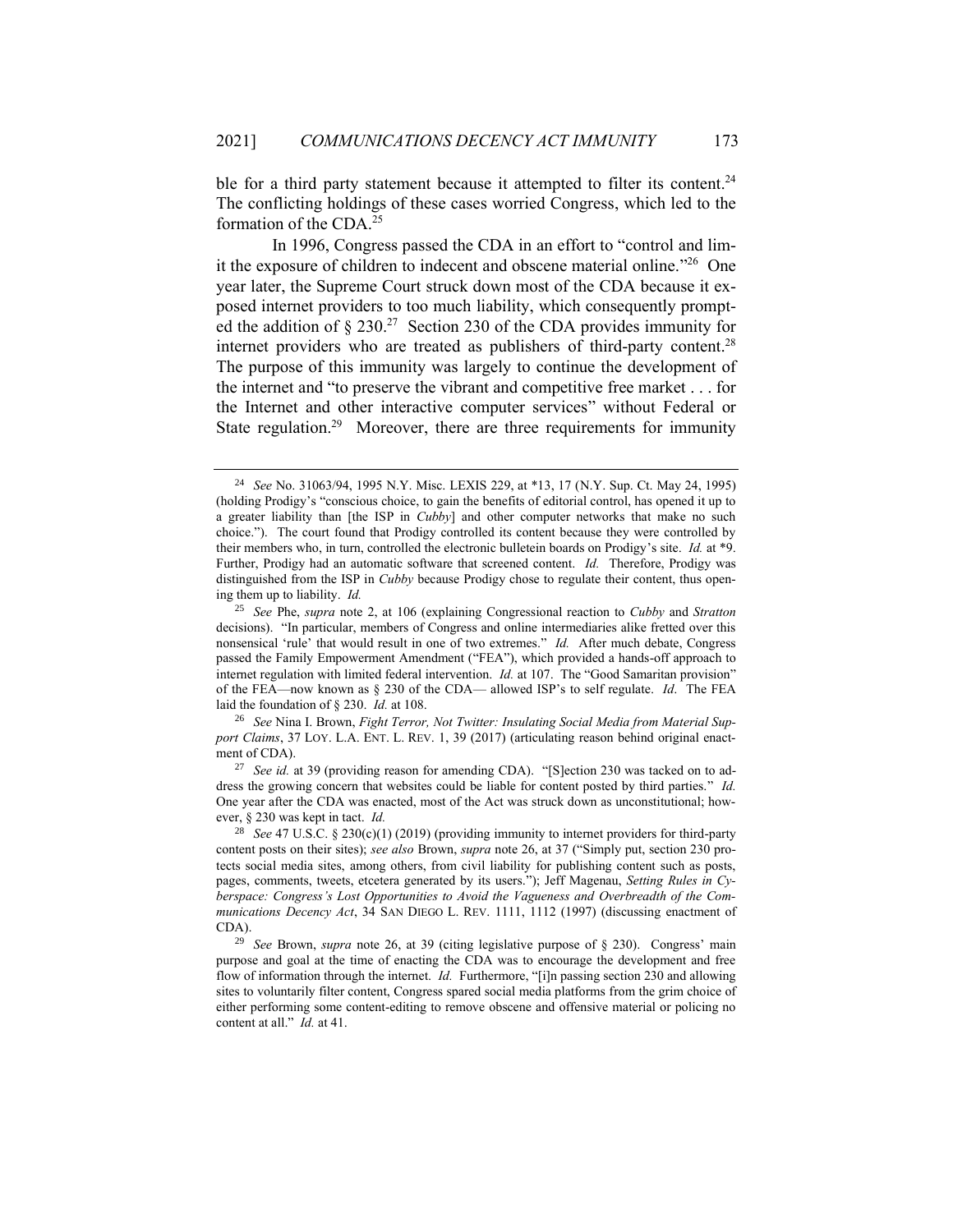ble for a third party statement because it attempted to filter its content.[24] The conflicting holdings of these cases worried Congress, which led to the formation of the CDA.[25]

In 1996, Congress passed the CDA in an effort to "control and limit the exposure of children to indecent and obscene material online."[26] One year later, the Supreme Court struck down most of the CDA because it exposed internet providers to too much liability, which consequently prompted the addition of § 230.[27] Section 230 of the CDA provides immunity for internet providers who are treated as publishers of third-party content.[28] The purpose of this immunity was largely to continue the development of the internet and "to preserve the vibrant and competitive free market . . . for the Internet and other interactive computer services" without Federal or State regulation.[29] Moreover, there are three requirements for immunity

---

[24] *See* No. 31063/94, 1995 N.Y. Misc. LEXIS 229, at *13, 17 (N.Y. Sup. Ct. May 24, 1995) (holding Prodigy's "conscious choice, to gain the benefits of editorial control, has opened it up to a greater liability than [the ISP in *Cubby*] and other computer networks that make no such choice."). The court found that Prodigy controlled its content because they were controlled by their members who, in turn, controlled the electronic bulletein boards on Prodigy's site. *Id.* at *9. Further, Prodigy had an automatic software that screened content. *Id.* Therefore, Prodigy was distinguished from the ISP in *Cubby* because Prodigy chose to regulate their content, thus opening them up to liability. *Id.*

[25] *See* Phe, *supra* note 2, at 106 (explaining Congressional reaction to *Cubby* and *Stratton* decisions). "In particular, members of Congress and online intermediaries alike fretted over this nonsensical 'rule' that would result in one of two extremes." *Id.* After much debate, Congress passed the Family Empowerment Amendment ("FEA"), which provided a hands-off approach to internet regulation with limited federal intervention. *Id.* at 107. The "Good Samaritan provision" of the FEA—now known as § 230 of the CDA— allowed ISP's to self regulate. *Id*. The FEA laid the foundation of § 230. *Id.* at 108.

[26] *See* Nina I. Brown, *Fight Terror, Not Twitter: Insulating Social Media from Material Support Claims*, 37 LOY. L.A. ENT. L. REV. 1, 39 (2017) (articulating reason behind original enactment of CDA).

[27] *See id.* at 39 (providing reason for amending CDA). "[S]ection 230 was tacked on to address the growing concern that websites could be liable for content posted by third parties." *Id.* One year after the CDA was enacted, most of the Act was struck down as unconstitutional; however, § 230 was kept in tact. *Id.*

[28] *See* 47 U.S.C. § 230(c)(1) (2019) (providing immunity to internet providers for third-party content posts on their sites); *see also* Brown, *supra* note 26, at 37 ("Simply put, section 230 protects social media sites, among others, from civil liability for publishing content such as posts, pages, comments, tweets, etcetera generated by its users."); Jeff Magenau, *Setting Rules in Cyberspace: Congress's Lost Opportunities to Avoid the Vagueness and Overbreadth of the Communications Decency Act*, 34 SAN DIEGO L. REV. 1111, 1112 (1997) (discussing enactment of CDA).

[29] *See* Brown, *supra* note 26, at 39 (citing legislative purpose of § 230). Congress' main purpose and goal at the time of enacting the CDA was to encourage the development and free flow of information through the internet. *Id.* Furthermore, "[i]n passing section 230 and allowing sites to voluntarily filter content, Congress spared social media platforms from the grim choice of either performing some content-editing to remove obscene and offensive material or policing no content at all." *Id.* at 41.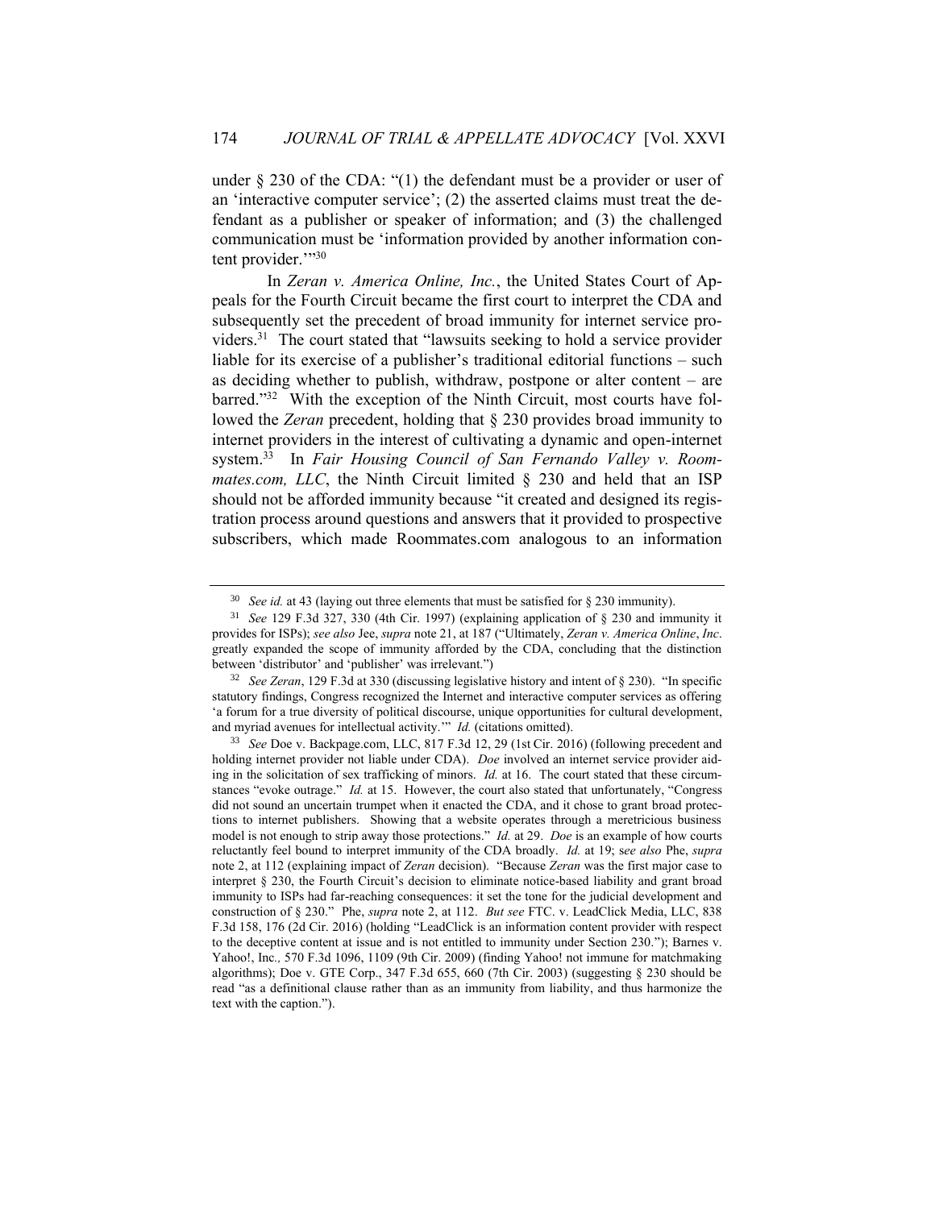under § 230 of the CDA: "(1) the defendant must be a provider or user of an 'interactive computer service'; (2) the asserted claims must treat the defendant as a publisher or speaker of information; and (3) the challenged communication must be 'information provided by another information content provider.'"[30]

In *Zeran v. America Online, Inc.*, the United States Court of Appeals for the Fourth Circuit became the first court to interpret the CDA and subsequently set the precedent of broad immunity for internet service providers.[31] The court stated that "lawsuits seeking to hold a service provider liable for its exercise of a publisher's traditional editorial functions – such as deciding whether to publish, withdraw, postpone or alter content – are barred."[32] With the exception of the Ninth Circuit, most courts have followed the *Zeran* precedent, holding that § 230 provides broad immunity to internet providers in the interest of cultivating a dynamic and open-internet system.[33] In *Fair Housing Council of San Fernando Valley v. Roommates.com, LLC*, the Ninth Circuit limited § 230 and held that an ISP should not be afforded immunity because "it created and designed its registration process around questions and answers that it provided to prospective subscribers, which made Roommates.com analogous to an information

---

[30] *See id.* at 43 (laying out three elements that must be satisfied for § 230 immunity).

[31] *See* 129 F.3d 327, 330 (4th Cir. 1997) (explaining application of § 230 and immunity it provides for ISPs); *see also* Jee, *supra* note 21, at 187 ("Ultimately, *Zeran v. America Online*, *Inc*. greatly expanded the scope of immunity afforded by the CDA, concluding that the distinction between 'distributor' and 'publisher' was irrelevant.")

[32] *See Zeran*, 129 F.3d at 330 (discussing legislative history and intent of § 230). "In specific statutory findings, Congress recognized the Internet and interactive computer services as offering 'a forum for a true diversity of political discourse, unique opportunities for cultural development, and myriad avenues for intellectual activity.'" *Id.* (citations omitted).

[33] *See* Doe v. Backpage.com, LLC, 817 F.3d 12, 29 (1st Cir. 2016) (following precedent and holding internet provider not liable under CDA). *Doe* involved an internet service provider aiding in the solicitation of sex trafficking of minors. *Id.* at 16. The court stated that these circumstances "evoke outrage." *Id.* at 15. However, the court also stated that unfortunately, "Congress did not sound an uncertain trumpet when it enacted the CDA, and it chose to grant broad protections to internet publishers. Showing that a website operates through a meretricious business model is not enough to strip away those protections." *Id.* at 29. *Doe* is an example of how courts reluctantly feel bound to interpret immunity of the CDA broadly. *Id.* at 19; s*ee also* Phe, *supra* note 2, at 112 (explaining impact of *Zeran* decision). "Because *Zeran* was the first major case to interpret § 230, the Fourth Circuit's decision to eliminate notice-based liability and grant broad immunity to ISPs had far-reaching consequences: it set the tone for the judicial development and construction of § 230." Phe, *supra* note 2, at 112. *But see* FTC. v. LeadClick Media, LLC, 838 F.3d 158, 176 (2d Cir. 2016) (holding "LeadClick is an information content provider with respect to the deceptive content at issue and is not entitled to immunity under Section 230."); Barnes v. Yahoo!, Inc*.*, 570 F.3d 1096, 1109 (9th Cir. 2009) (finding Yahoo! not immune for matchmaking algorithms); Doe v. GTE Corp., 347 F.3d 655, 660 (7th Cir. 2003) (suggesting § 230 should be read "as a definitional clause rather than as an immunity from liability, and thus harmonize the text with the caption.").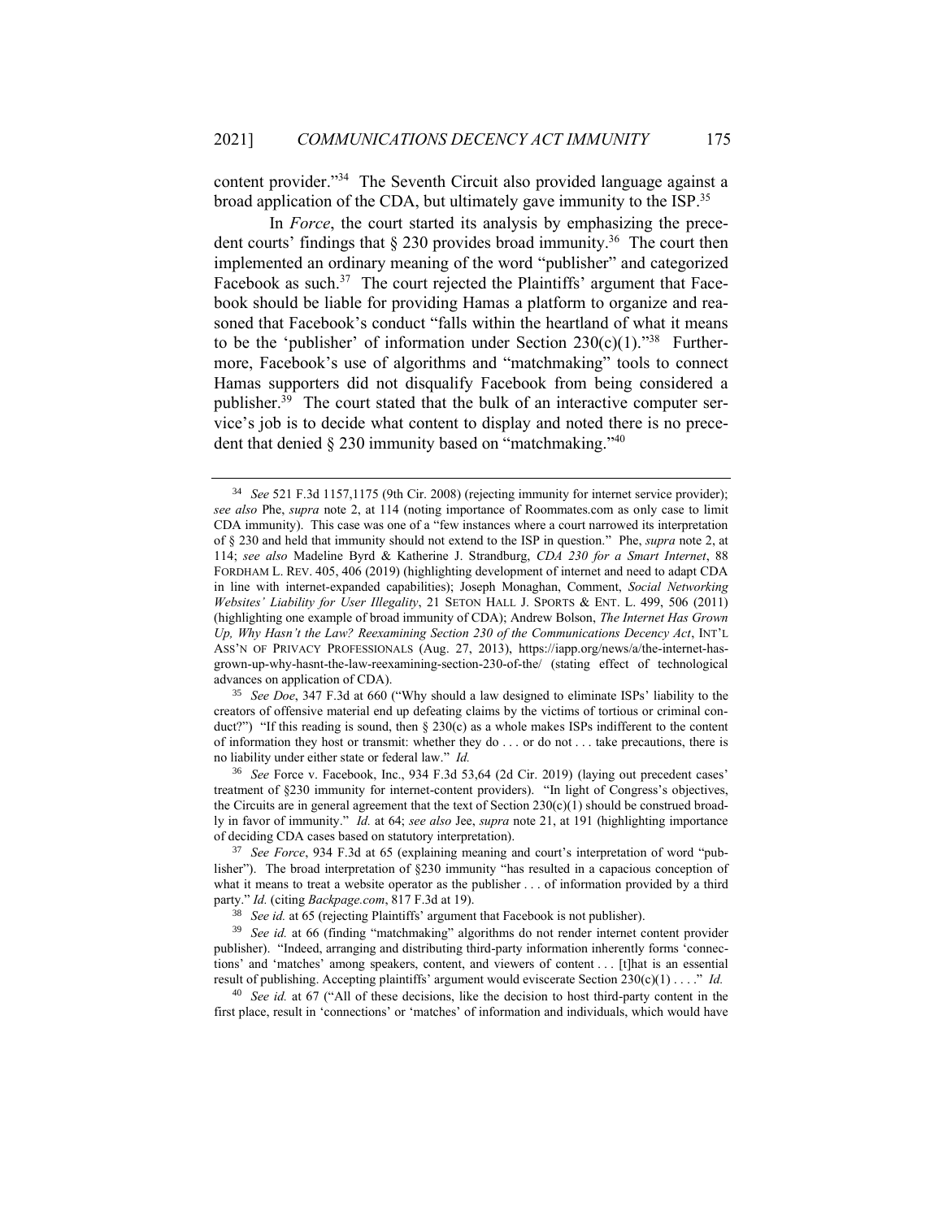content provider."[34] The Seventh Circuit also provided language against a broad application of the CDA, but ultimately gave immunity to the ISP.[35]

In *Force*, the court started its analysis by emphasizing the precedent courts' findings that § 230 provides broad immunity.[36] The court then implemented an ordinary meaning of the word "publisher" and categorized Facebook as such.[37] The court rejected the Plaintiffs' argument that Facebook should be liable for providing Hamas a platform to organize and reasoned that Facebook's conduct "falls within the heartland of what it means to be the 'publisher' of information under Section 230(c)(1)."[38] Furthermore, Facebook's use of algorithms and "matchmaking" tools to connect Hamas supporters did not disqualify Facebook from being considered a publisher.[39] The court stated that the bulk of an interactive computer service's job is to decide what content to display and noted there is no precedent that denied § 230 immunity based on "matchmaking."[40]

---

[34] *See* 521 F.3d 1157,1175 (9th Cir. 2008) (rejecting immunity for internet service provider); *see also* Phe, *supra* note 2, at 114 (noting importance of Roommates.com as only case to limit CDA immunity). This case was one of a "few instances where a court narrowed its interpretation of § 230 and held that immunity should not extend to the ISP in question." Phe, *supra* note 2, at 114; *see also* Madeline Byrd & Katherine J. Strandburg, *CDA 230 for a Smart Internet*, 88 FORDHAM L. REV. 405, 406 (2019) (highlighting development of internet and need to adapt CDA in line with internet-expanded capabilities); Joseph Monaghan, Comment, *Social Networking Websites' Liability for User Illegality*, 21 SETON HALL J. SPORTS & ENT. L. 499, 506 (2011) (highlighting one example of broad immunity of CDA); Andrew Bolson, *The Internet Has Grown Up, Why Hasn't the Law? Reexamining Section 230 of the Communications Decency Act*, INT'L ASS'N OF PRIVACY PROFESSIONALS (Aug. 27, 2013), https://iapp.org/news/a/the-internet-has-grown-up-why-hasnt-the-law-reexamining-section-230-of-the/ (stating effect of technological advances on application of CDA).

[35] *See Doe*, 347 F.3d at 660 ("Why should a law designed to eliminate ISPs' liability to the creators of offensive material end up defeating claims by the victims of tortious or criminal conduct?") "If this reading is sound, then § 230(c) as a whole makes ISPs indifferent to the content of information they host or transmit: whether they do . . . or do not . . . take precautions, there is no liability under either state or federal law." *Id.*

[36] *See* Force v. Facebook, Inc., 934 F.3d 53,64 (2d Cir. 2019) (laying out precedent cases' treatment of §230 immunity for internet-content providers). "In light of Congress's objectives, the Circuits are in general agreement that the text of Section 230(c)(1) should be construed broadly in favor of immunity." *Id.* at 64; *see also* Jee, *supra* note 21, at 191 (highlighting importance of deciding CDA cases based on statutory interpretation).

[37] *See Force*, 934 F.3d at 65 (explaining meaning and court's interpretation of word "publisher"). The broad interpretation of §230 immunity "has resulted in a capacious conception of what it means to treat a website operator as the publisher . . . of information provided by a third party." *Id.* (citing *Backpage.com*, 817 F.3d at 19).

[38] *See id.* at 65 (rejecting Plaintiffs' argument that Facebook is not publisher).

[39] *See id.* at 66 (finding "matchmaking" algorithms do not render internet content provider publisher). "Indeed, arranging and distributing third-party information inherently forms 'connections' and 'matches' among speakers, content, and viewers of content . . . [t]hat is an essential result of publishing. Accepting plaintiffs' argument would eviscerate Section 230(c)(1) . . . ." *Id.*

[40] *See id.* at 67 ("All of these decisions, like the decision to host third-party content in the first place, result in 'connections' or 'matches' of information and individuals, which would have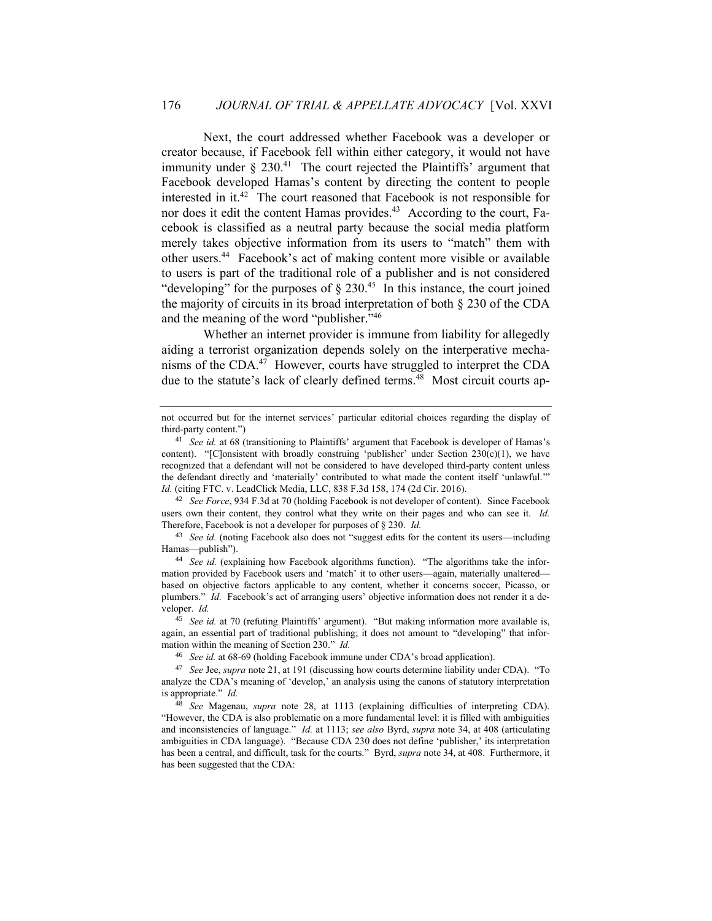Next, the court addressed whether Facebook was a developer or creator because, if Facebook fell within either category, it would not have immunity under § 230.[41] The court rejected the Plaintiffs' argument that Facebook developed Hamas's content by directing the content to people interested in it.[42] The court reasoned that Facebook is not responsible for nor does it edit the content Hamas provides.[43] According to the court, Facebook is classified as a neutral party because the social media platform merely takes objective information from its users to "match" them with other users.[44] Facebook's act of making content more visible or available to users is part of the traditional role of a publisher and is not considered "developing" for the purposes of § 230.[45] In this instance, the court joined the majority of circuits in its broad interpretation of both § 230 of the CDA and the meaning of the word "publisher."[46]

Whether an internet provider is immune from liability for allegedly aiding a terrorist organization depends solely on the interperative mechanisms of the CDA.[47] However, courts have struggled to interpret the CDA due to the statute's lack of clearly defined terms.[48] Most circuit courts ap-

---

not occurred but for the internet services' particular editorial choices regarding the display of third-party content.")

[41] *See id.* at 68 (transitioning to Plaintiffs' argument that Facebook is developer of Hamas's content). "[C]onsistent with broadly construing 'publisher' under Section 230(c)(1), we have recognized that a defendant will not be considered to have developed third-party content unless the defendant directly and 'materially' contributed to what made the content itself 'unlawful.'" *Id.* (citing FTC. v. LeadClick Media, LLC, 838 F.3d 158, 174 (2d Cir. 2016).

[42] *See Force*, 934 F.3d at 70 (holding Facebook is not developer of content). Since Facebook users own their content, they control what they write on their pages and who can see it. *Id.* Therefore, Facebook is not a developer for purposes of § 230. *Id.*

[43] *See id.* (noting Facebook also does not "suggest edits for the content its users—including Hamas—publish").

[44] *See id.* (explaining how Facebook algorithms function). "The algorithms take the information provided by Facebook users and 'match' it to other users—again, materially unaltered—based on objective factors applicable to any content, whether it concerns soccer, Picasso, or plumbers." *Id.* Facebook's act of arranging users' objective information does not render it a developer. *Id.*

[45] *See id.* at 70 (refuting Plaintiffs' argument). "But making information more available is, again, an essential part of traditional publishing; it does not amount to "developing" that information within the meaning of Section 230." *Id.*

[46] *See id.* at 68-69 (holding Facebook immune under CDA's broad application).

[47] *See* Jee, *supra* note 21, at 191 (discussing how courts determine liability under CDA). "To analyze the CDA's meaning of 'develop,' an analysis using the canons of statutory interpretation is appropriate." *Id.*

[48] *See* Magenau, *supra* note 28, at 1113 (explaining difficulties of interpreting CDA). "However, the CDA is also problematic on a more fundamental level: it is filled with ambiguities and inconsistencies of language." *Id.* at 1113; *see also* Byrd, *supra* note 34, at 408 (articulating ambiguities in CDA language). "Because CDA 230 does not define 'publisher,' its interpretation has been a central, and difficult, task for the courts." Byrd, *supra* note 34, at 408. Furthermore, it has been suggested that the CDA: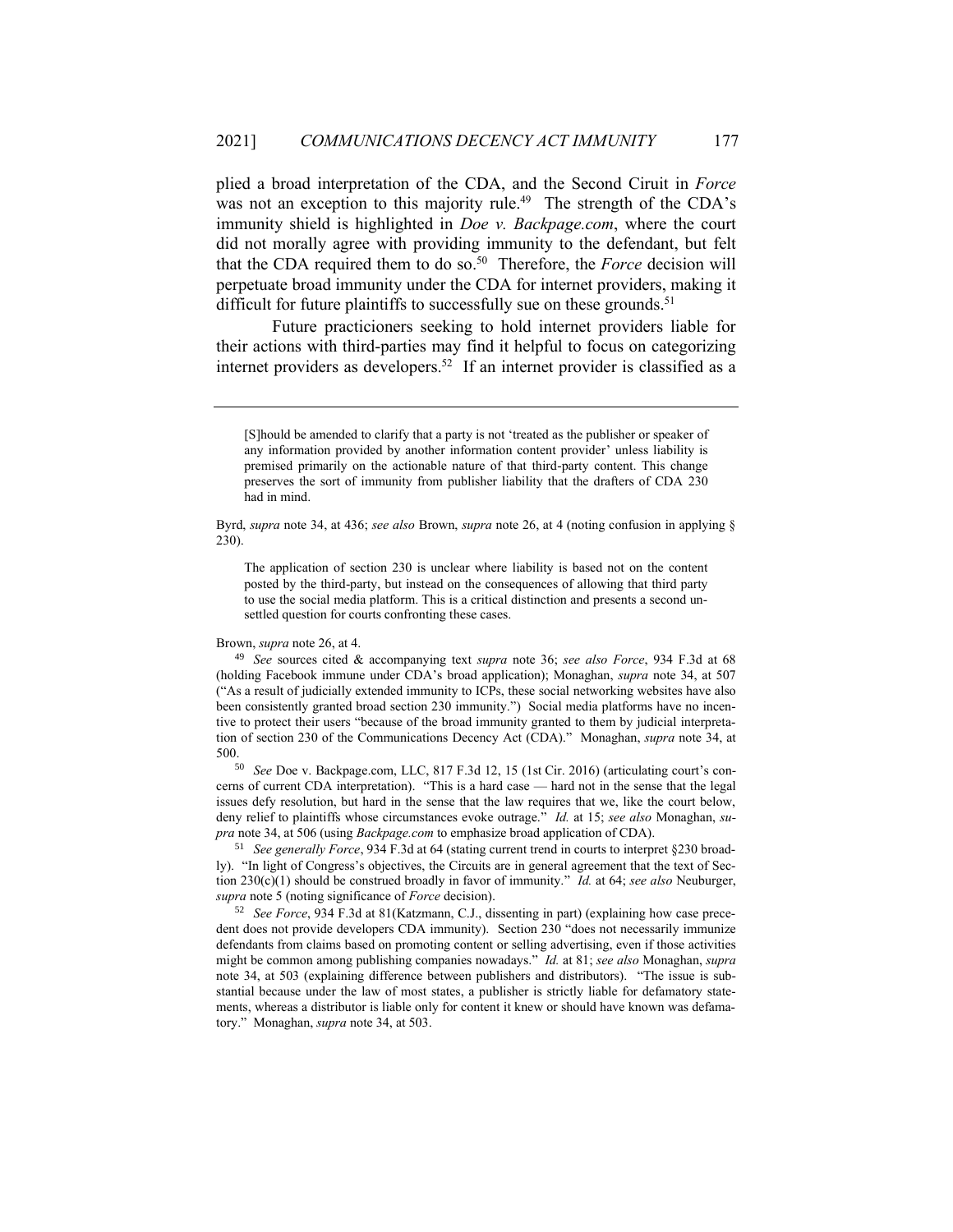plied a broad interpretation of the CDA, and the Second Ciruit in *Force* was not an exception to this majority rule.[49] The strength of the CDA's immunity shield is highlighted in *Doe v. Backpage.com*, where the court did not morally agree with providing immunity to the defendant, but felt that the CDA required them to do so.[50] Therefore, the *Force* decision will perpetuate broad immunity under the CDA for internet providers, making it difficult for future plaintiffs to successfully sue on these grounds.[51]

Future practicioners seeking to hold internet providers liable for their actions with third-parties may find it helpful to focus on categorizing internet providers as developers.[52] If an internet provider is classified as a

---

> [S]hould be amended to clarify that a party is not 'treated as the publisher or speaker of any information provided by another information content provider' unless liability is premised primarily on the actionable nature of that third-party content. This change preserves the sort of immunity from publisher liability that the drafters of CDA 230 had in mind.

Byrd, *supra* note 34, at 436; *see also* Brown, *supra* note 26, at 4 (noting confusion in applying § 230).

> The application of section 230 is unclear where liability is based not on the content posted by the third-party, but instead on the consequences of allowing that third party to use the social media platform. This is a critical distinction and presents a second unsettled question for courts confronting these cases.

Brown, *supra* note 26, at 4.

[49] *See* sources cited & accompanying text *supra* note 36; *see also Force*, 934 F.3d at 68 (holding Facebook immune under CDA's broad application); Monaghan, *supra* note 34, at 507 ("As a result of judicially extended immunity to ICPs, these social networking websites have also been consistently granted broad section 230 immunity.") Social media platforms have no incentive to protect their users "because of the broad immunity granted to them by judicial interpretation of section 230 of the Communications Decency Act (CDA)." Monaghan, *supra* note 34, at 500.

[50] *See* Doe v. Backpage.com, LLC, 817 F.3d 12, 15 (1st Cir. 2016) (articulating court's concerns of current CDA interpretation). "This is a hard case — hard not in the sense that the legal issues defy resolution, but hard in the sense that the law requires that we, like the court below, deny relief to plaintiffs whose circumstances evoke outrage." *Id.* at 15; *see also* Monaghan, *supra* note 34, at 506 (using *Backpage.com* to emphasize broad application of CDA).

[51] *See generally Force*, 934 F.3d at 64 (stating current trend in courts to interpret §230 broadly). "In light of Congress's objectives, the Circuits are in general agreement that the text of Section 230(c)(1) should be construed broadly in favor of immunity." *Id.* at 64; *see also* Neuburger, *supra* note 5 (noting significance of *Force* decision).

[52] *See Force*, 934 F.3d at 81(Katzmann, C.J., dissenting in part) (explaining how case precedent does not provide developers CDA immunity). Section 230 "does not necessarily immunize defendants from claims based on promoting content or selling advertising, even if those activities might be common among publishing companies nowadays." *Id.* at 81; *see also* Monaghan, *supra* note 34, at 503 (explaining difference between publishers and distributors). "The issue is substantial because under the law of most states, a publisher is strictly liable for defamatory statements, whereas a distributor is liable only for content it knew or should have known was defamatory." Monaghan, *supra* note 34, at 503.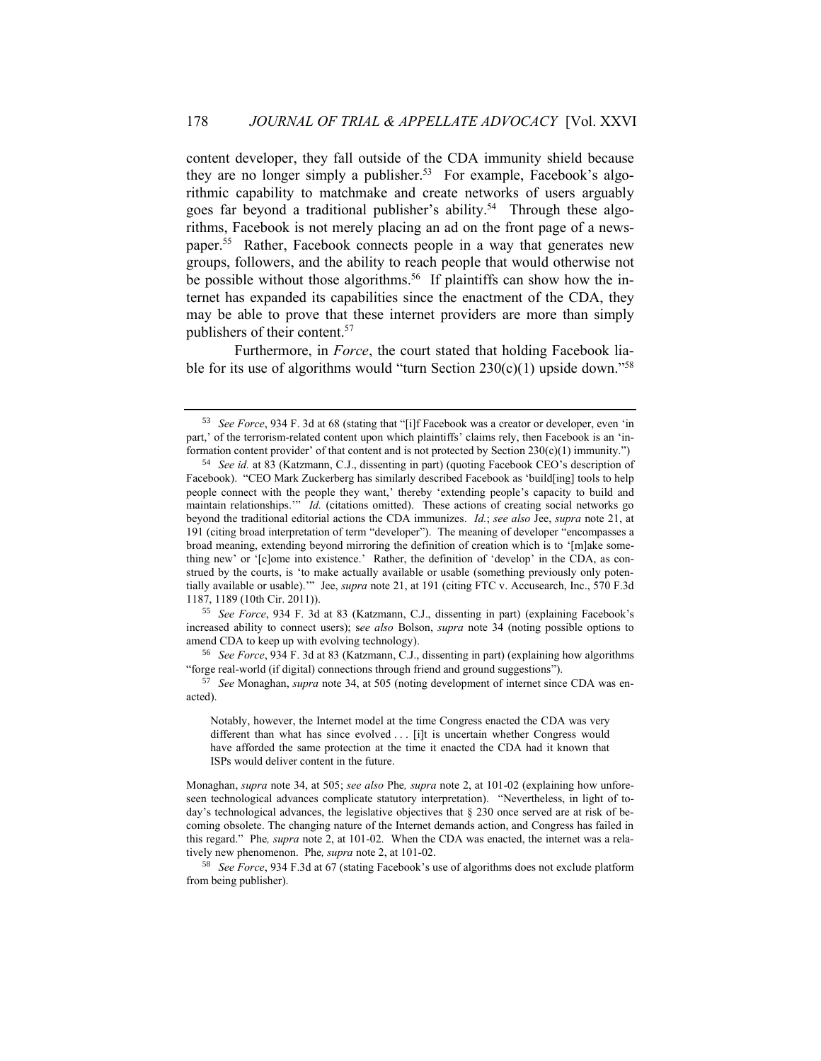content developer, they fall outside of the CDA immunity shield because they are no longer simply a publisher.[53] For example, Facebook's algorithmic capability to matchmake and create networks of users arguably goes far beyond a traditional publisher's ability.[54] Through these algorithms, Facebook is not merely placing an ad on the front page of a newspaper.[55] Rather, Facebook connects people in a way that generates new groups, followers, and the ability to reach people that would otherwise not be possible without those algorithms.[56] If plaintiffs can show how the internet has expanded its capabilities since the enactment of the CDA, they may be able to prove that these internet providers are more than simply publishers of their content.[57]

Furthermore, in *Force*, the court stated that holding Facebook liable for its use of algorithms would "turn Section 230(c)(1) upside down."[58]

---

[53] *See Force*, 934 F. 3d at 68 (stating that "[i]f Facebook was a creator or developer, even 'in part,' of the terrorism-related content upon which plaintiffs' claims rely, then Facebook is an 'information content provider' of that content and is not protected by Section 230(c)(1) immunity.")

[54] *See id.* at 83 (Katzmann, C.J., dissenting in part) (quoting Facebook CEO's description of Facebook). "CEO Mark Zuckerberg has similarly described Facebook as 'build[ing] tools to help people connect with the people they want,' thereby 'extending people's capacity to build and maintain relationships.'" *Id.* (citations omitted). These actions of creating social networks go beyond the traditional editorial actions the CDA immunizes. *Id.*; *see also* Jee, *supra* note 21, at 191 (citing broad interpretation of term "developer"). The meaning of developer "encompasses a broad meaning, extending beyond mirroring the definition of creation which is to '[m]ake something new' or '[c]ome into existence.' Rather, the definition of 'develop' in the CDA, as construed by the courts, is 'to make actually available or usable (something previously only potentially available or usable).'" Jee, *supra* note 21, at 191 (citing FTC v. Accusearch, Inc., 570 F.3d 1187, 1189 (10th Cir. 2011)).

[55] *See Force*, 934 F. 3d at 83 (Katzmann, C.J., dissenting in part) (explaining Facebook's increased ability to connect users); s*ee also* Bolson, *supra* note 34 (noting possible options to amend CDA to keep up with evolving technology).

[56] *See Force*, 934 F. 3d at 83 (Katzmann, C.J., dissenting in part) (explaining how algorithms "forge real-world (if digital) connections through friend and ground suggestions").

[57] *See* Monaghan, *supra* note 34, at 505 (noting development of internet since CDA was enacted).

> Notably, however, the Internet model at the time Congress enacted the CDA was very different than what has since evolved . . . [i]t is uncertain whether Congress would have afforded the same protection at the time it enacted the CDA had it known that ISPs would deliver content in the future.

Monaghan, *supra* note 34, at 505; *see also* Phe*, supra* note 2, at 101-02 (explaining how unforeseen technological advances complicate statutory interpretation). "Nevertheless, in light of today's technological advances, the legislative objectives that § 230 once served are at risk of becoming obsolete. The changing nature of the Internet demands action, and Congress has failed in this regard." Phe*, supra* note 2, at 101-02. When the CDA was enacted, the internet was a relatively new phenomenon. Phe*, supra* note 2, at 101-02.

[58] *See Force*, 934 F.3d at 67 (stating Facebook's use of algorithms does not exclude platform from being publisher).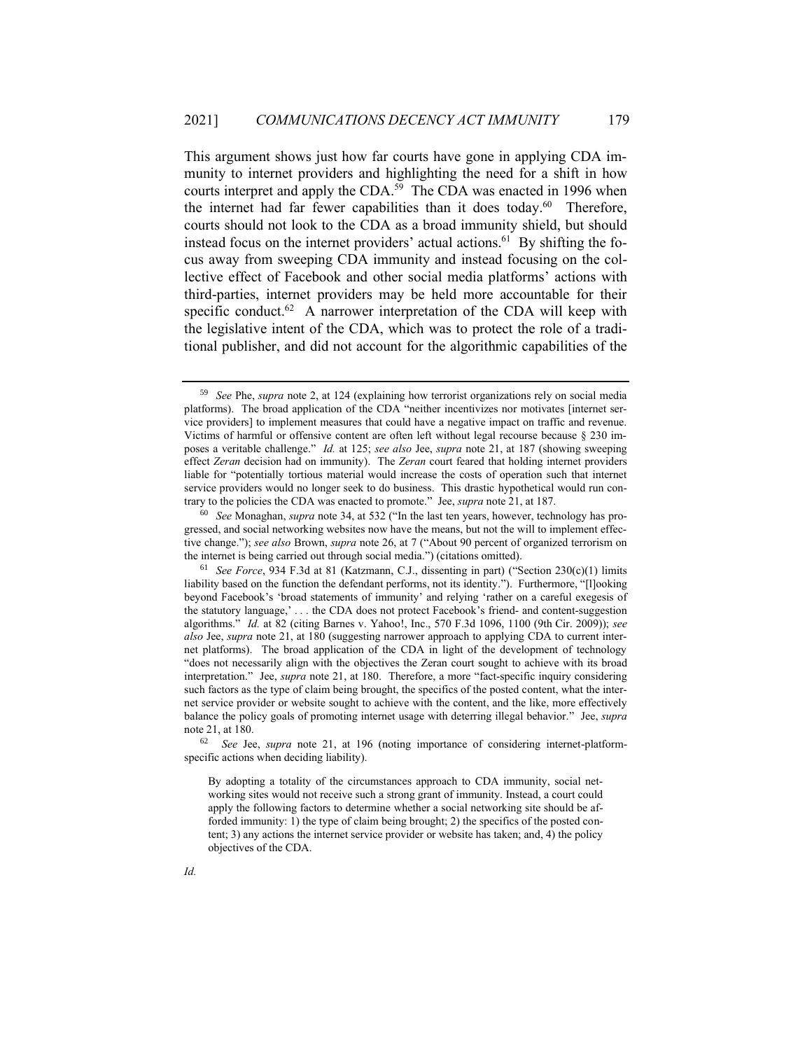This argument shows just how far courts have gone in applying CDA immunity to internet providers and highlighting the need for a shift in how courts interpret and apply the CDA.[59] The CDA was enacted in 1996 when the internet had far fewer capabilities than it does today.[60] Therefore, courts should not look to the CDA as a broad immunity shield, but should instead focus on the internet providers' actual actions.[61] By shifting the focus away from sweeping CDA immunity and instead focusing on the collective effect of Facebook and other social media platforms' actions with third-parties, internet providers may be held more accountable for their specific conduct.[62] A narrower interpretation of the CDA will keep with the legislative intent of the CDA, which was to protect the role of a traditional publisher, and did not account for the algorithmic capabilities of the

---

[59] *See* Phe, *supra* note 2, at 124 (explaining how terrorist organizations rely on social media platforms). The broad application of the CDA "neither incentivizes nor motivates [internet service providers] to implement measures that could have a negative impact on traffic and revenue. Victims of harmful or offensive content are often left without legal recourse because § 230 imposes a veritable challenge." *Id.* at 125; *see also* Jee, *supra* note 21, at 187 (showing sweeping effect *Zeran* decision had on immunity). The *Zeran* court feared that holding internet providers liable for "potentially tortious material would increase the costs of operation such that internet service providers would no longer seek to do business. This drastic hypothetical would run contrary to the policies the CDA was enacted to promote." Jee, *supra* note 21, at 187.

[60] *See* Monaghan, *supra* note 34, at 532 ("In the last ten years, however, technology has progressed, and social networking websites now have the means, but not the will to implement effective change."); *see also* Brown, *supra* note 26, at 7 ("About 90 percent of organized terrorism on the internet is being carried out through social media.") (citations omitted).

[61] *See Force*, 934 F.3d at 81 (Katzmann, C.J., dissenting in part) ("Section 230(c)(1) limits liability based on the function the defendant performs, not its identity."). Furthermore, "[l]ooking beyond Facebook's 'broad statements of immunity' and relying 'rather on a careful exegesis of the statutory language,' . . . the CDA does not protect Facebook's friend- and content-suggestion algorithms." *Id.* at 82 (citing Barnes v. Yahoo!, Inc., 570 F.3d 1096, 1100 (9th Cir. 2009)); *see also* Jee, *supra* note 21, at 180 (suggesting narrower approach to applying CDA to current internet platforms). The broad application of the CDA in light of the development of technology "does not necessarily align with the objectives the Zeran court sought to achieve with its broad interpretation." Jee, *supra* note 21, at 180. Therefore, a more "fact-specific inquiry considering such factors as the type of claim being brought, the specifics of the posted content, what the internet service provider or website sought to achieve with the content, and the like, more effectively balance the policy goals of promoting internet usage with deterring illegal behavior." Jee, *supra* note 21, at 180.

[62] *See* Jee, *supra* note 21, at 196 (noting importance of considering internet-platform-specific actions when deciding liability).

> By adopting a totality of the circumstances approach to CDA immunity, social networking sites would not receive such a strong grant of immunity. Instead, a court could apply the following factors to determine whether a social networking site should be afforded immunity: 1) the type of claim being brought; 2) the specifics of the posted content; 3) any actions the internet service provider or website has taken; and, 4) the policy objectives of the CDA.

*Id.*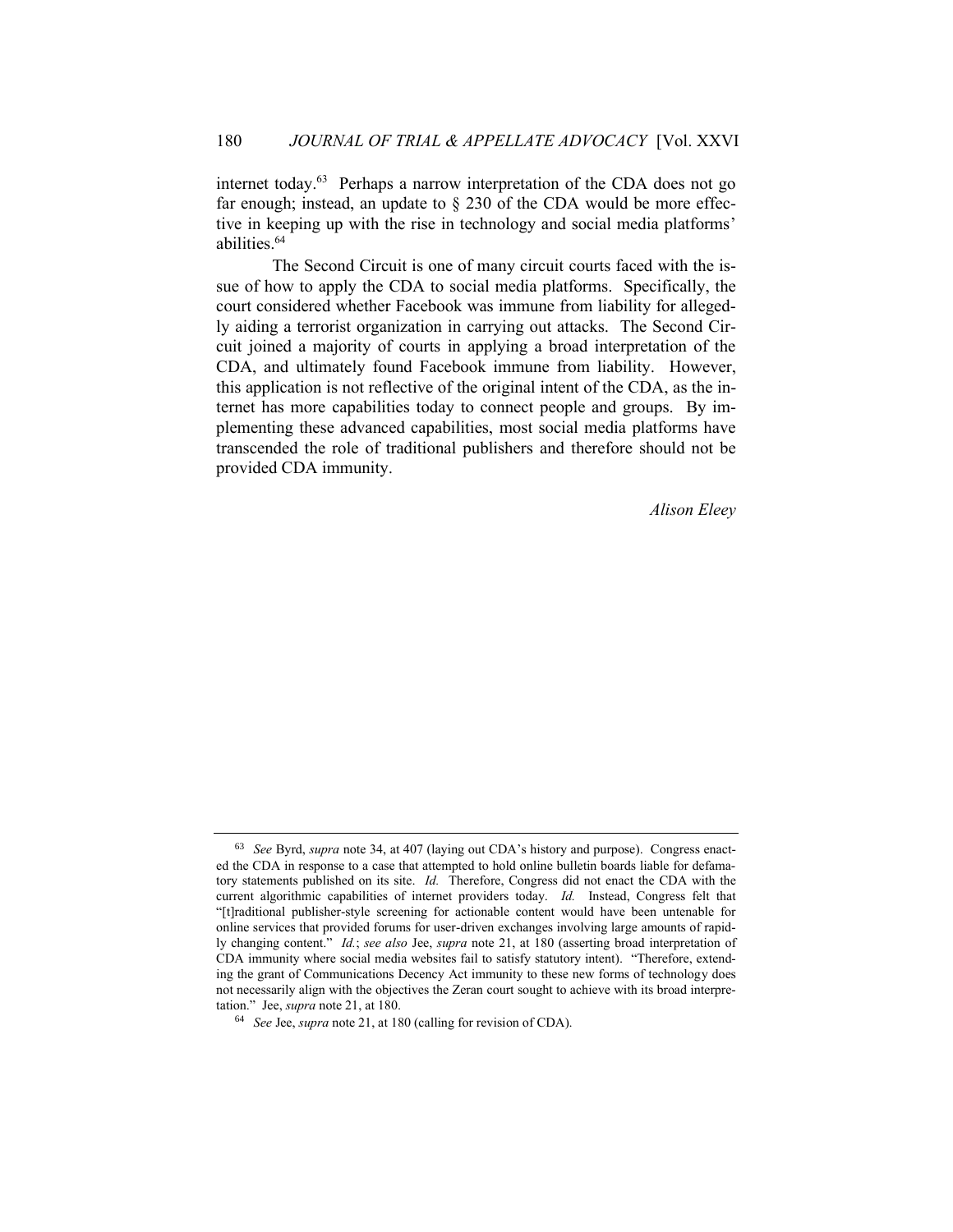internet today.[63] Perhaps a narrow interpretation of the CDA does not go far enough; instead, an update to § 230 of the CDA would be more effective in keeping up with the rise in technology and social media platforms' abilities.[64]

The Second Circuit is one of many circuit courts faced with the issue of how to apply the CDA to social media platforms. Specifically, the court considered whether Facebook was immune from liability for allegedly aiding a terrorist organization in carrying out attacks. The Second Circuit joined a majority of courts in applying a broad interpretation of the CDA, and ultimately found Facebook immune from liability. However, this application is not reflective of the original intent of the CDA, as the internet has more capabilities today to connect people and groups. By implementing these advanced capabilities, most social media platforms have transcended the role of traditional publishers and therefore should not be provided CDA immunity.

*Alison Eleey*

---

[63] *See* Byrd, *supra* note 34, at 407 (laying out CDA's history and purpose). Congress enacted the CDA in response to a case that attempted to hold online bulletin boards liable for defamatory statements published on its site. *Id.* Therefore, Congress did not enact the CDA with the current algorithmic capabilities of internet providers today. *Id.* Instead, Congress felt that "[t]raditional publisher-style screening for actionable content would have been untenable for online services that provided forums for user-driven exchanges involving large amounts of rapidly changing content." *Id.*; *see also* Jee, *supra* note 21, at 180 (asserting broad interpretation of CDA immunity where social media websites fail to satisfy statutory intent). "Therefore, extending the grant of Communications Decency Act immunity to these new forms of technology does not necessarily align with the objectives the Zeran court sought to achieve with its broad interpretation." Jee, *supra* note 21, at 180.

[64] *See* Jee, *supra* note 21, at 180 (calling for revision of CDA).